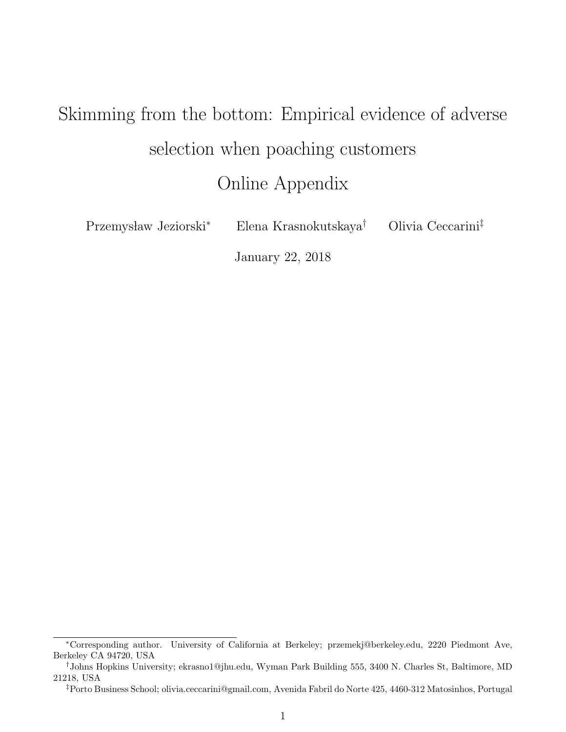# Skimming from the bottom: Empirical evidence of adverse selection when poaching customers

## Online Appendix

Przemysław Jeziorski[*] Elena Krasnokutskaya[†] Olivia Ceccarini[‡]

January 22, 2018

---

[*] Corresponding author. University of California at Berkeley; przemekj@berkeley.edu, 2220 Piedmont Ave, Berkeley CA 94720, USA

[†] Johns Hopkins University; ekrasno1@jhu.edu, Wyman Park Building 555, 3400 N. Charles St, Baltimore, MD 21218, USA

[‡] Porto Business School; olivia.ceccarini@gmail.com, Avenida Fabril do Norte 425, 4460-312 Matosinhos, Portugal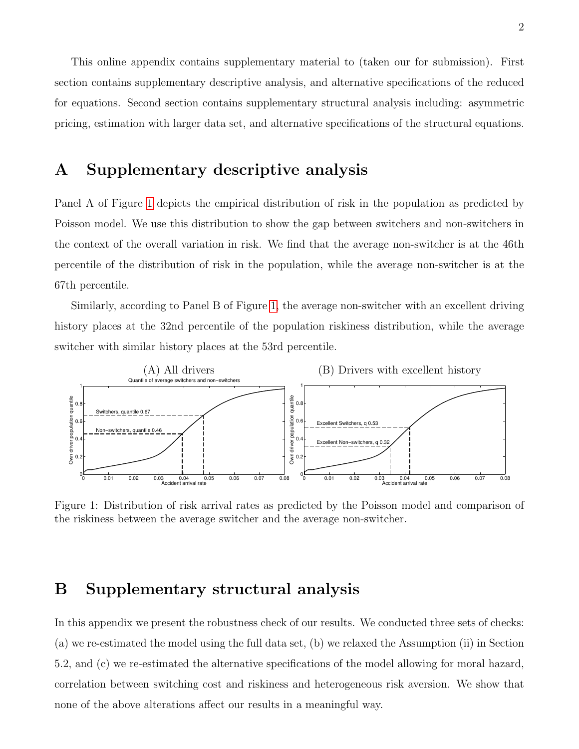This online appendix contains supplementary material to (taken our for submission). First section contains supplementary descriptive analysis, and alternative specifications of the reduced for equations. Second section contains supplementary structural analysis including: asymmetric pricing, estimation with larger data set, and alternative specifications of the structural equations.

# A Supplementary descriptive analysis

Panel A of Figure 1 depicts the empirical distribution of risk in the population as predicted by Poisson model. We use this distribution to show the gap between switchers and non-switchers in the context of the overall variation in risk. We find that the average non-switcher is at the 46th percentile of the distribution of risk in the population, while the average non-switcher is at the 67th percentile.

Similarly, according to Panel B of Figure 1, the average non-switcher with an excellent driving history places at the 32nd percentile of the population riskiness distribution, while the average switcher with similar history places at the 53rd percentile.

Figure 1: Distribution of risk arrival rates as predicted by the Poisson model and comparison of the riskiness between the average switcher and the average non-switcher.

# B Supplementary structural analysis

In this appendix we present the robustness check of our results. We conducted three sets of checks: (a) we re-estimated the model using the full data set, (b) we relaxed the Assumption (ii) in Section 5.2, and (c) we re-estimated the alternative specifications of the model allowing for moral hazard, correlation between switching cost and riskiness and heterogeneous risk aversion. We show that none of the above alterations affect our results in a meaningful way.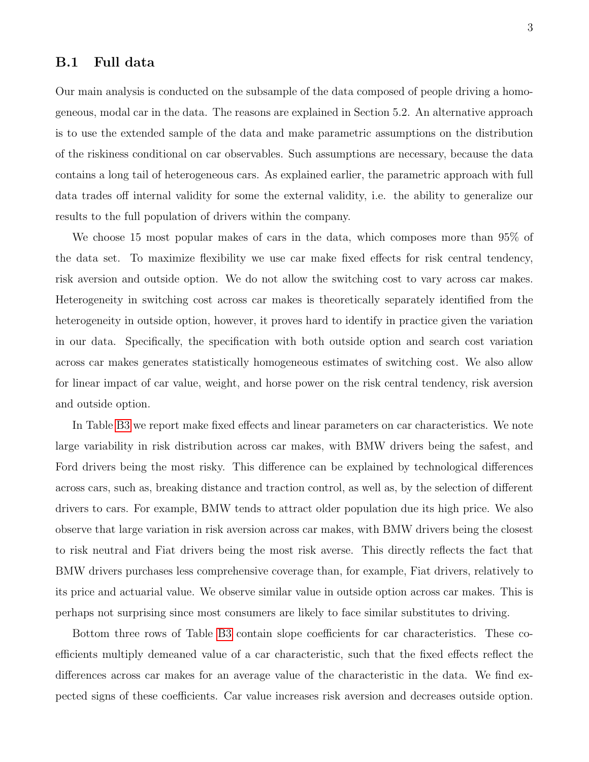## B.1 Full data

Our main analysis is conducted on the subsample of the data composed of people driving a homogeneous, modal car in the data. The reasons are explained in Section 5.2. An alternative approach is to use the extended sample of the data and make parametric assumptions on the distribution of the riskiness conditional on car observables. Such assumptions are necessary, because the data contains a long tail of heterogeneous cars. As explained earlier, the parametric approach with full data trades off internal validity for some the external validity, i.e. the ability to generalize our results to the full population of drivers within the company.

We choose 15 most popular makes of cars in the data, which composes more than 95% of the data set. To maximize flexibility we use car make fixed effects for risk central tendency, risk aversion and outside option. We do not allow the switching cost to vary across car makes. Heterogeneity in switching cost across car makes is theoretically separately identified from the heterogeneity in outside option, however, it proves hard to identify in practice given the variation in our data. Specifically, the specification with both outside option and search cost variation across car makes generates statistically homogeneous estimates of switching cost. We also allow for linear impact of car value, weight, and horse power on the risk central tendency, risk aversion and outside option.

In Table B3 we report make fixed effects and linear parameters on car characteristics. We note large variability in risk distribution across car makes, with BMW drivers being the safest, and Ford drivers being the most risky. This difference can be explained by technological differences across cars, such as, breaking distance and traction control, as well as, by the selection of different drivers to cars. For example, BMW tends to attract older population due its high price. We also observe that large variation in risk aversion across car makes, with BMW drivers being the closest to risk neutral and Fiat drivers being the most risk averse. This directly reflects the fact that BMW drivers purchases less comprehensive coverage than, for example, Fiat drivers, relatively to its price and actuarial value. We observe similar value in outside option across car makes. This is perhaps not surprising since most consumers are likely to face similar substitutes to driving.

Bottom three rows of Table B3 contain slope coefficients for car characteristics. These coefficients multiply demeaned value of a car characteristic, such that the fixed effects reflect the differences across car makes for an average value of the characteristic in the data. We find expected signs of these coefficients. Car value increases risk aversion and decreases outside option.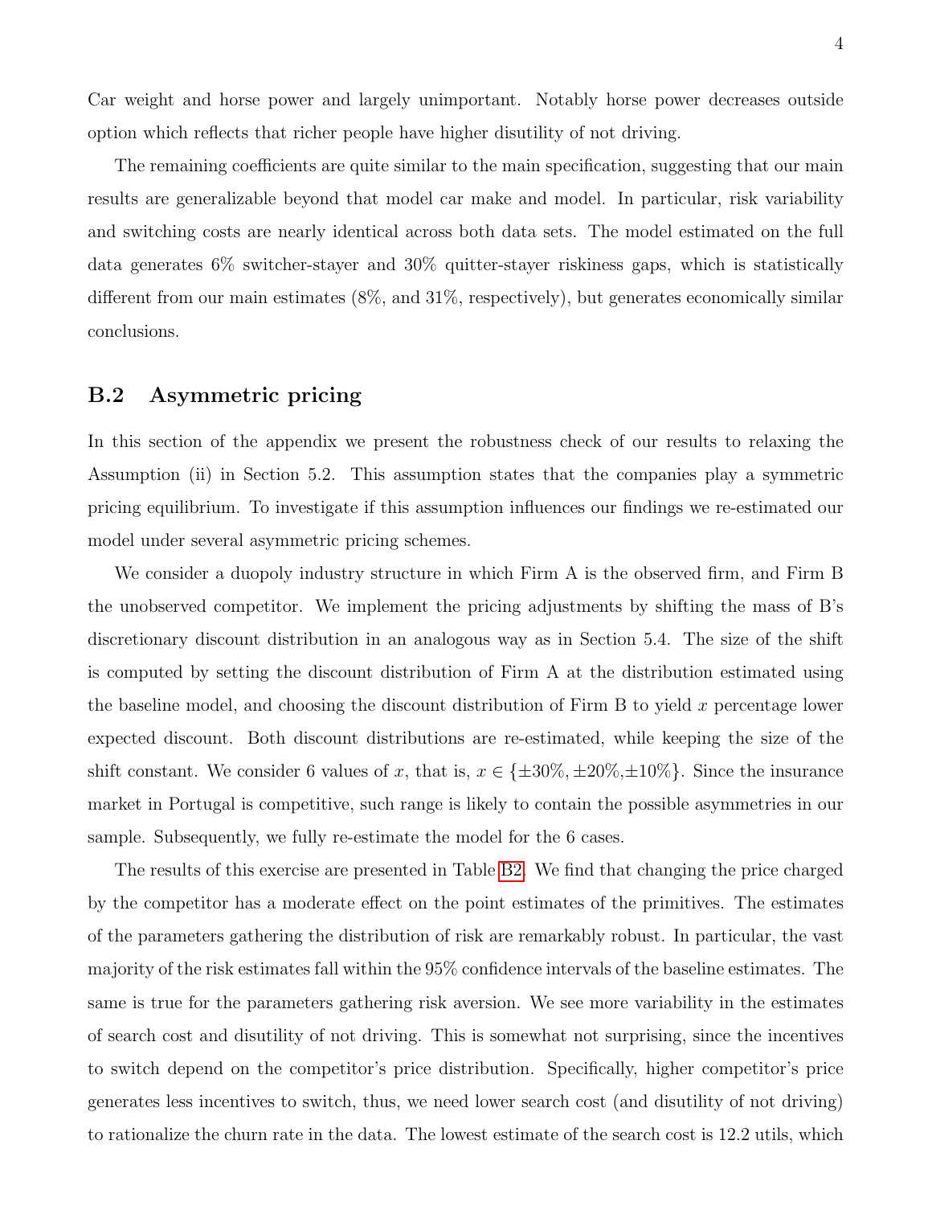Car weight and horse power and largely unimportant. Notably horse power decreases outside option which reflects that richer people have higher disutility of not driving.

The remaining coefficients are quite similar to the main specification, suggesting that our main results are generalizable beyond that model car make and model. In particular, risk variability and switching costs are nearly identical across both data sets. The model estimated on the full data generates 6% switcher-stayer and 30% quitter-stayer riskiness gaps, which is statistically different from our main estimates (8%, and 31%, respectively), but generates economically similar conclusions.

## B.2 Asymmetric pricing

In this section of the appendix we present the robustness check of our results to relaxing the Assumption (ii) in Section 5.2. This assumption states that the companies play a symmetric pricing equilibrium. To investigate if this assumption influences our findings we re-estimated our model under several asymmetric pricing schemes.

We consider a duopoly industry structure in which Firm A is the observed firm, and Firm B the unobserved competitor. We implement the pricing adjustments by shifting the mass of B's discretionary discount distribution in an analogous way as in Section 5.4. The size of the shift is computed by setting the discount distribution of Firm A at the distribution estimated using the baseline model, and choosing the discount distribution of Firm B to yield $x$ percentage lower expected discount. Both discount distributions are re-estimated, while keeping the size of the shift constant. We consider 6 values of $x$, that is, $x \in \{\pm 30\%, \pm 20\%, \pm 10\%\}$. Since the insurance market in Portugal is competitive, such range is likely to contain the possible asymmetries in our sample. Subsequently, we fully re-estimate the model for the 6 cases.

The results of this exercise are presented in Table B2. We find that changing the price charged by the competitor has a moderate effect on the point estimates of the primitives. The estimates of the parameters gathering the distribution of risk are remarkably robust. In particular, the vast majority of the risk estimates fall within the 95% confidence intervals of the baseline estimates. The same is true for the parameters gathering risk aversion. We see more variability in the estimates of search cost and disutility of not driving. This is somewhat not surprising, since the incentives to switch depend on the competitor's price distribution. Specifically, higher competitor's price generates less incentives to switch, thus, we need lower search cost (and disutility of not driving) to rationalize the churn rate in the data. The lowest estimate of the search cost is 12.2 utils, which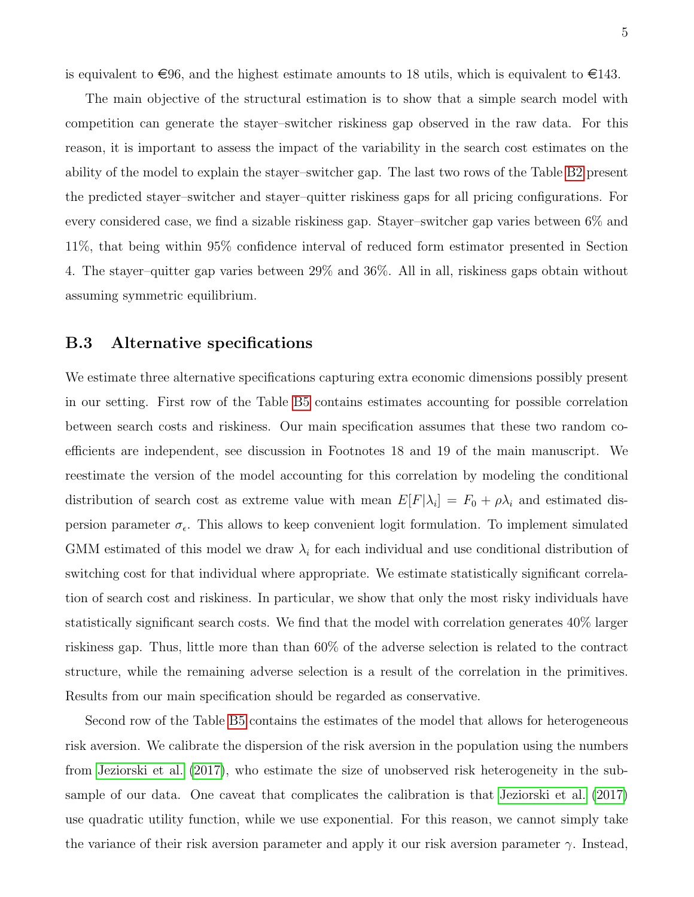is equivalent to €96, and the highest estimate amounts to 18 utils, which is equivalent to €143.

The main objective of the structural estimation is to show that a simple search model with competition can generate the stayer–switcher riskiness gap observed in the raw data. For this reason, it is important to assess the impact of the variability in the search cost estimates on the ability of the model to explain the stayer–switcher gap. The last two rows of the Table B2 present the predicted stayer–switcher and stayer–quitter riskiness gaps for all pricing configurations. For every considered case, we find a sizable riskiness gap. Stayer–switcher gap varies between 6% and 11%, that being within 95% confidence interval of reduced form estimator presented in Section 4. The stayer–quitter gap varies between 29% and 36%. All in all, riskiness gaps obtain without assuming symmetric equilibrium.

### B.3 Alternative specifications

We estimate three alternative specifications capturing extra economic dimensions possibly present in our setting. First row of the Table B5 contains estimates accounting for possible correlation between search costs and riskiness. Our main specification assumes that these two random coefficients are independent, see discussion in Footnotes 18 and 19 of the main manuscript. We reestimate the version of the model accounting for this correlation by modeling the conditional distribution of search cost as extreme value with mean $E[F|\lambda_i] = F_0 + \rho\lambda_i$ and estimated dispersion parameter $\sigma_\epsilon$. This allows to keep convenient logit formulation. To implement simulated GMM estimated of this model we draw $\lambda_i$ for each individual and use conditional distribution of switching cost for that individual where appropriate. We estimate statistically significant correlation of search cost and riskiness. In particular, we show that only the most risky individuals have statistically significant search costs. We find that the model with correlation generates 40% larger riskiness gap. Thus, little more than than 60% of the adverse selection is related to the contract structure, while the remaining adverse selection is a result of the correlation in the primitives. Results from our main specification should be regarded as conservative.

Second row of the Table B5 contains the estimates of the model that allows for heterogeneous risk aversion. We calibrate the dispersion of the risk aversion in the population using the numbers from Jeziorski et al. (2017), who estimate the size of unobserved risk heterogeneity in the subsample of our data. One caveat that complicates the calibration is that Jeziorski et al. (2017) use quadratic utility function, while we use exponential. For this reason, we cannot simply take the variance of their risk aversion parameter and apply it our risk aversion parameter $\gamma$. Instead,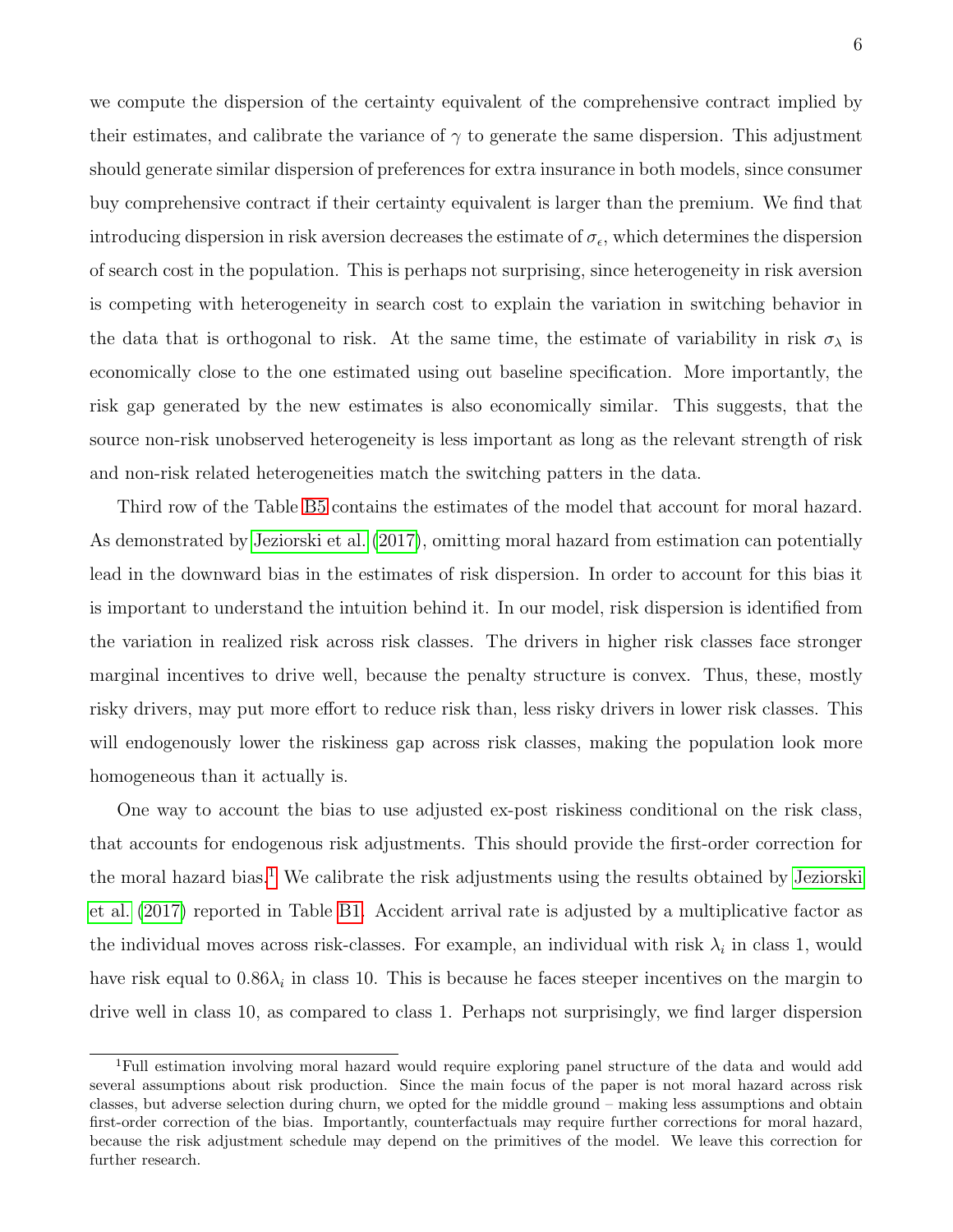we compute the dispersion of the certainty equivalent of the comprehensive contract implied by their estimates, and calibrate the variance of $\gamma$ to generate the same dispersion. This adjustment should generate similar dispersion of preferences for extra insurance in both models, since consumer buy comprehensive contract if their certainty equivalent is larger than the premium. We find that introducing dispersion in risk aversion decreases the estimate of $\sigma_\epsilon$, which determines the dispersion of search cost in the population. This is perhaps not surprising, since heterogeneity in risk aversion is competing with heterogeneity in search cost to explain the variation in switching behavior in the data that is orthogonal to risk. At the same time, the estimate of variability in risk $\sigma_\lambda$ is economically close to the one estimated using out baseline specification. More importantly, the risk gap generated by the new estimates is also economically similar. This suggests, that the source non-risk unobserved heterogeneity is less important as long as the relevant strength of risk and non-risk related heterogeneities match the switching patters in the data.

Third row of the Table B5 contains the estimates of the model that account for moral hazard. As demonstrated by Jeziorski et al. (2017), omitting moral hazard from estimation can potentially lead in the downward bias in the estimates of risk dispersion. In order to account for this bias it is important to understand the intuition behind it. In our model, risk dispersion is identified from the variation in realized risk across risk classes. The drivers in higher risk classes face stronger marginal incentives to drive well, because the penalty structure is convex. Thus, these, mostly risky drivers, may put more effort to reduce risk than, less risky drivers in lower risk classes. This will endogenously lower the riskiness gap across risk classes, making the population look more homogeneous than it actually is.

One way to account the bias to use adjusted ex-post riskiness conditional on the risk class, that accounts for endogenous risk adjustments. This should provide the first-order correction for the moral hazard bias.[1] We calibrate the risk adjustments using the results obtained by Jeziorski et al. (2017) reported in Table B1. Accident arrival rate is adjusted by a multiplicative factor as the individual moves across risk-classes. For example, an individual with risk $\lambda_i$ in class 1, would have risk equal to $0.86\lambda_i$ in class 10. This is because he faces steeper incentives on the margin to drive well in class 10, as compared to class 1. Perhaps not surprisingly, we find larger dispersion

[1] Full estimation involving moral hazard would require exploring panel structure of the data and would add several assumptions about risk production. Since the main focus of the paper is not moral hazard across risk classes, but adverse selection during churn, we opted for the middle ground – making less assumptions and obtain first-order correction of the bias. Importantly, counterfactuals may require further corrections for moral hazard, because the risk adjustment schedule may depend on the primitives of the model. We leave this correction for further research.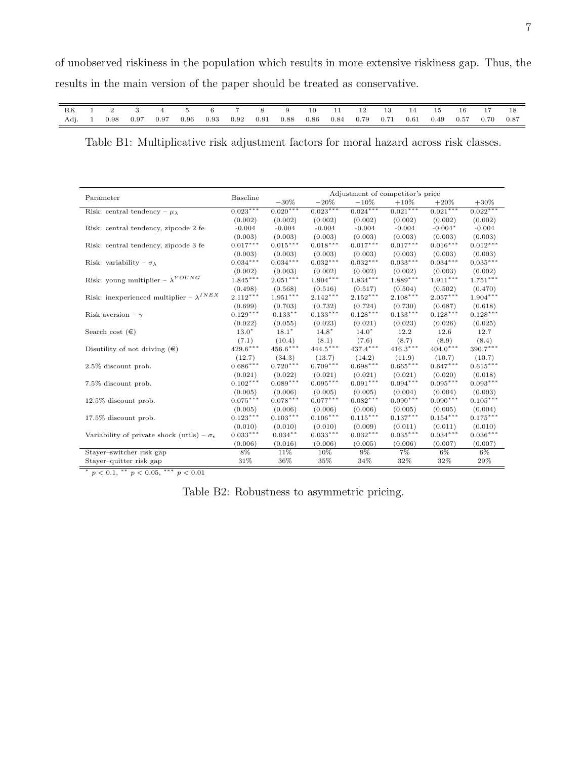of unobserved riskiness in the population which results in more extensive riskiness gap. Thus, the results in the main version of the paper should be treated as conservative.

| RK | 1 | 2 | 3 | 4 | 5 | 6 | 7 | 8 | 9 | 10 | 11 | 12 | 13 | 14 | 15 | 16 | 17 | 18 |
|---|---|---|---|---|---|---|---|---|---|---|---|---|---|---|---|---|---|---|
| Adj. | 1 | 0.98 | 0.97 | 0.97 | 0.96 | 0.93 | 0.92 | 0.91 | 0.88 | 0.86 | 0.84 | 0.79 | 0.71 | 0.61 | 0.49 | 0.57 | 0.70 | 0.87 |

Table B1: Multiplicative risk adjustment factors for moral hazard across risk classes.

| Parameter | Baseline | Adjustment of competitor's price | | | | | |
|---|---|---|---|---|---|---|---|
| | | $-30\%$ | $-20\%$ | $-10\%$ | $+10\%$ | $+20\%$ | $+30\%$ |
| Risk: central tendency – $\mu_\lambda$ | $0.023^{***}$ | $0.020^{***}$ | $0.023^{***}$ | $0.024^{***}$ | $0.021^{***}$ | $0.021^{***}$ | $0.022^{***}$ |
| | (0.002) | (0.002) | (0.002) | (0.002) | (0.002) | (0.002) | (0.002) |
| Risk: central tendency, zipcode 2 fe | -0.004 | -0.004 | -0.004 | -0.004 | -0.004 | $-0.004^{*}$ | -0.004 |
| | (0.003) | (0.003) | (0.003) | (0.003) | (0.003) | (0.003) | (0.003) |
| Risk: central tendency, zipcode 3 fe | $0.017^{***}$ | $0.015^{***}$ | $0.018^{***}$ | $0.017^{***}$ | $0.017^{***}$ | $0.016^{***}$ | $0.012^{***}$ |
| | (0.003) | (0.003) | (0.003) | (0.003) | (0.003) | (0.003) | (0.003) |
| Risk: variability – $\sigma_\lambda$ | $0.034^{***}$ | $0.034^{***}$ | $0.032^{***}$ | $0.032^{***}$ | $0.033^{***}$ | $0.034^{***}$ | $0.035^{***}$ |
| | (0.002) | (0.003) | (0.002) | (0.002) | (0.002) | (0.003) | (0.002) |
| Risk: young multiplier – $\lambda^{YOUNG}$ | $1.845^{***}$ | $2.051^{***}$ | $1.904^{***}$ | $1.834^{***}$ | $1.889^{***}$ | $1.911^{***}$ | $1.751^{***}$ |
| | (0.498) | (0.568) | (0.516) | (0.517) | (0.504) | (0.502) | (0.470) |
| Risk: inexperienced multiplier – $\lambda^{INEX}$ | $2.112^{***}$ | $1.951^{***}$ | $2.142^{***}$ | $2.152^{***}$ | $2.108^{***}$ | $2.057^{***}$ | $1.904^{***}$ |
| | (0.699) | (0.703) | (0.732) | (0.724) | (0.730) | (0.687) | (0.618) |
| Risk aversion – $\gamma$ | $0.129^{***}$ | $0.133^{**}$ | $0.133^{***}$ | $0.128^{***}$ | $0.133^{***}$ | $0.128^{***}$ | $0.128^{***}$ |
| | (0.022) | (0.055) | (0.023) | (0.021) | (0.023) | (0.026) | (0.025) |
| Search cost (€) | $13.0^{*}$ | $18.1^{*}$ | $14.8^{*}$ | $14.0^{*}$ | 12.2 | 12.6 | 12.7 |
| | (7.1) | (10.4) | (8.1) | (7.6) | (8.7) | (8.9) | (8.4) |
| Disutility of not driving (€) | $429.6^{***}$ | $456.6^{***}$ | $444.5^{***}$ | $437.4^{***}$ | $416.3^{***}$ | $404.0^{***}$ | $390.7^{***}$ |
| | (12.7) | (34.3) | (13.7) | (14.2) | (11.9) | (10.7) | (10.7) |
| 2.5% discount prob. | $0.686^{***}$ | $0.720^{***}$ | $0.709^{***}$ | $0.698^{***}$ | $0.665^{***}$ | $0.647^{***}$ | $0.615^{***}$ |
| | (0.021) | (0.022) | (0.021) | (0.021) | (0.021) | (0.020) | (0.018) |
| 7.5% discount prob. | $0.102^{***}$ | $0.089^{***}$ | $0.095^{***}$ | $0.091^{***}$ | $0.094^{***}$ | $0.095^{***}$ | $0.093^{***}$ |
| | (0.005) | (0.006) | (0.005) | (0.005) | (0.004) | (0.004) | (0.003) |
| 12.5% discount prob. | $0.075^{***}$ | $0.078^{***}$ | $0.077^{***}$ | $0.082^{***}$ | $0.090^{***}$ | $0.090^{***}$ | $0.105^{***}$ |
| | (0.005) | (0.006) | (0.006) | (0.006) | (0.005) | (0.005) | (0.004) |
| 17.5% discount prob. | $0.123^{***}$ | $0.103^{***}$ | $0.106^{***}$ | $0.115^{***}$ | $0.137^{***}$ | $0.154^{***}$ | $0.175^{***}$ |
| | (0.010) | (0.010) | (0.010) | (0.009) | (0.011) | (0.011) | (0.010) |
| Variability of private shock (utils) – $\sigma_\epsilon$ | $0.033^{***}$ | $0.034^{**}$ | $0.033^{***}$ | $0.032^{***}$ | $0.035^{***}$ | $0.034^{***}$ | $0.036^{***}$ |
| | (0.006) | (0.016) | (0.006) | (0.005) | (0.006) | (0.007) | (0.007) |
| Stayer–switcher risk gap | 8% | 11% | 10% | 9% | 7% | 6% | 6% |
| Stayer–quitter risk gap | 31% | 36% | 35% | 34% | 32% | 32% | 29% |

$^{*}$ $p < 0.1$, $^{**}$ $p < 0.05$, $^{***}$ $p < 0.01$

Table B2: Robustness to asymmetric pricing.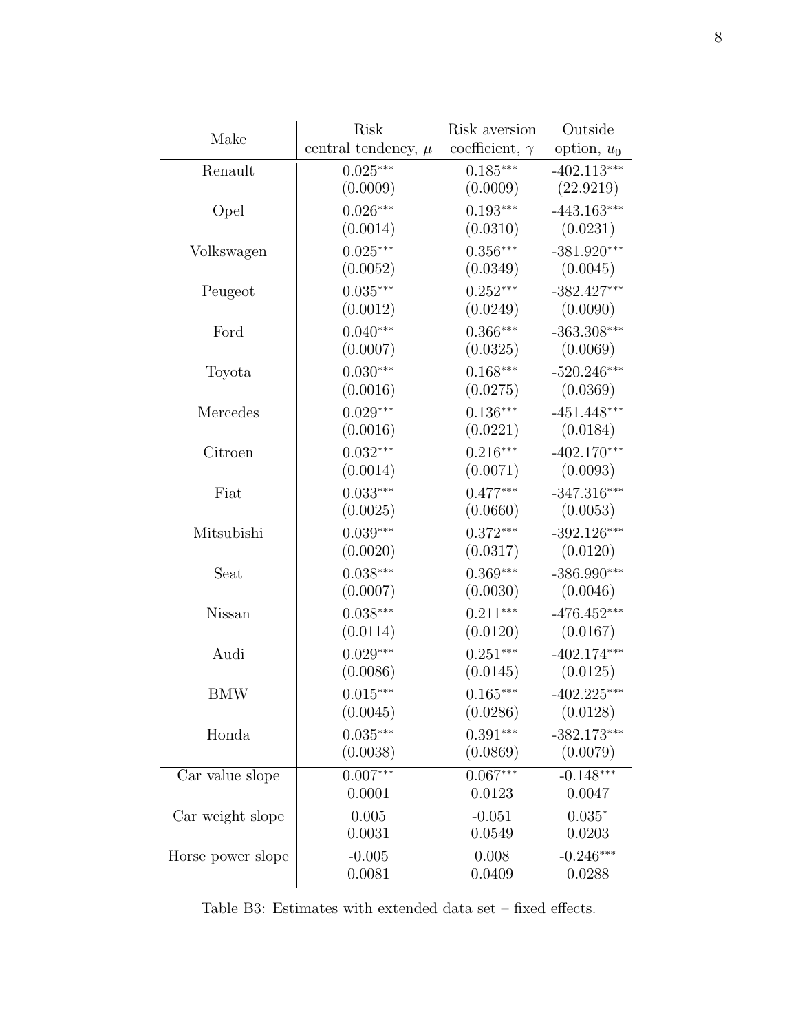| Make | Risk central tendency, $\mu$ | Risk aversion coefficient, $\gamma$ | Outside option, $u_0$ |
|---|---|---|---|
| Renault | 0.025*** | 0.185*** | -402.113*** |
| | (0.0009) | (0.0009) | (22.9219) |
| Opel | 0.026*** | 0.193*** | -443.163*** |
| | (0.0014) | (0.0310) | (0.0231) |
| Volkswagen | 0.025*** | 0.356*** | -381.920*** |
| | (0.0052) | (0.0349) | (0.0045) |
| Peugeot | 0.035*** | 0.252*** | -382.427*** |
| | (0.0012) | (0.0249) | (0.0090) |
| Ford | 0.040*** | 0.366*** | -363.308*** |
| | (0.0007) | (0.0325) | (0.0069) |
| Toyota | 0.030*** | 0.168*** | -520.246*** |
| | (0.0016) | (0.0275) | (0.0369) |
| Mercedes | 0.029*** | 0.136*** | -451.448*** |
| | (0.0016) | (0.0221) | (0.0184) |
| Citroen | 0.032*** | 0.216*** | -402.170*** |
| | (0.0014) | (0.0071) | (0.0093) |
| Fiat | 0.033*** | 0.477*** | -347.316*** |
| | (0.0025) | (0.0660) | (0.0053) |
| Mitsubishi | 0.039*** | 0.372*** | -392.126*** |
| | (0.0020) | (0.0317) | (0.0120) |
| Seat | 0.038*** | 0.369*** | -386.990*** |
| | (0.0007) | (0.0030) | (0.0046) |
| Nissan | 0.038*** | 0.211*** | -476.452*** |
| | (0.0114) | (0.0120) | (0.0167) |
| Audi | 0.029*** | 0.251*** | -402.174*** |
| | (0.0086) | (0.0145) | (0.0125) |
| BMW | 0.015*** | 0.165*** | -402.225*** |
| | (0.0045) | (0.0286) | (0.0128) |
| Honda | 0.035*** | 0.391*** | -382.173*** |
| | (0.0038) | (0.0869) | (0.0079) |
| Car value slope | 0.007*** | 0.067*** | -0.148*** |
| | 0.0001 | 0.0123 | 0.0047 |
| Car weight slope | 0.005 | -0.051 | 0.035* |
| | 0.0031 | 0.0549 | 0.0203 |
| Horse power slope | -0.005 | 0.008 | -0.246*** |
| | 0.0081 | 0.0409 | 0.0288 |

Table B3: Estimates with extended data set – fixed effects.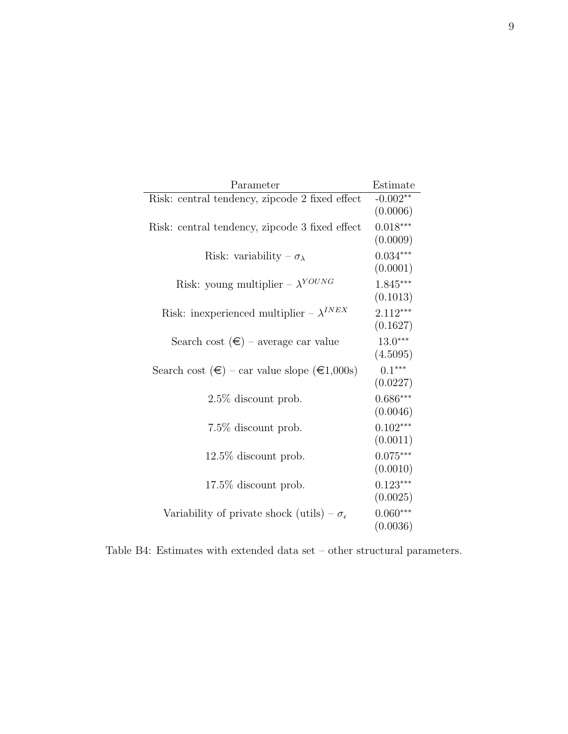| Parameter | Estimate |
|---|---|
| Risk: central tendency, zipcode 2 fixed effect | -0.002** |
| | (0.0006) |
| Risk: central tendency, zipcode 3 fixed effect | 0.018*** |
| | (0.0009) |
| Risk: variability – $\sigma_\lambda$ | 0.034*** |
| | (0.0001) |
| Risk: young multiplier – $\lambda^{YOUNG}$ | 1.845*** |
| | (0.1013) |
| Risk: inexperienced multiplier – $\lambda^{INEX}$ | 2.112*** |
| | (0.1627) |
| Search cost (€) – average car value | 13.0*** |
| | (4.5095) |
| Search cost (€) – car value slope (€1,000s) | 0.1*** |
| | (0.0227) |
| 2.5% discount prob. | 0.686*** |
| | (0.0046) |
| 7.5% discount prob. | 0.102*** |
| | (0.0011) |
| 12.5% discount prob. | 0.075*** |
| | (0.0010) |
| 17.5% discount prob. | 0.123*** |
| | (0.0025) |
| Variability of private shock (utils) – $\sigma_\epsilon$ | 0.060*** |
| | (0.0036) |

Table B4: Estimates with extended data set – other structural parameters.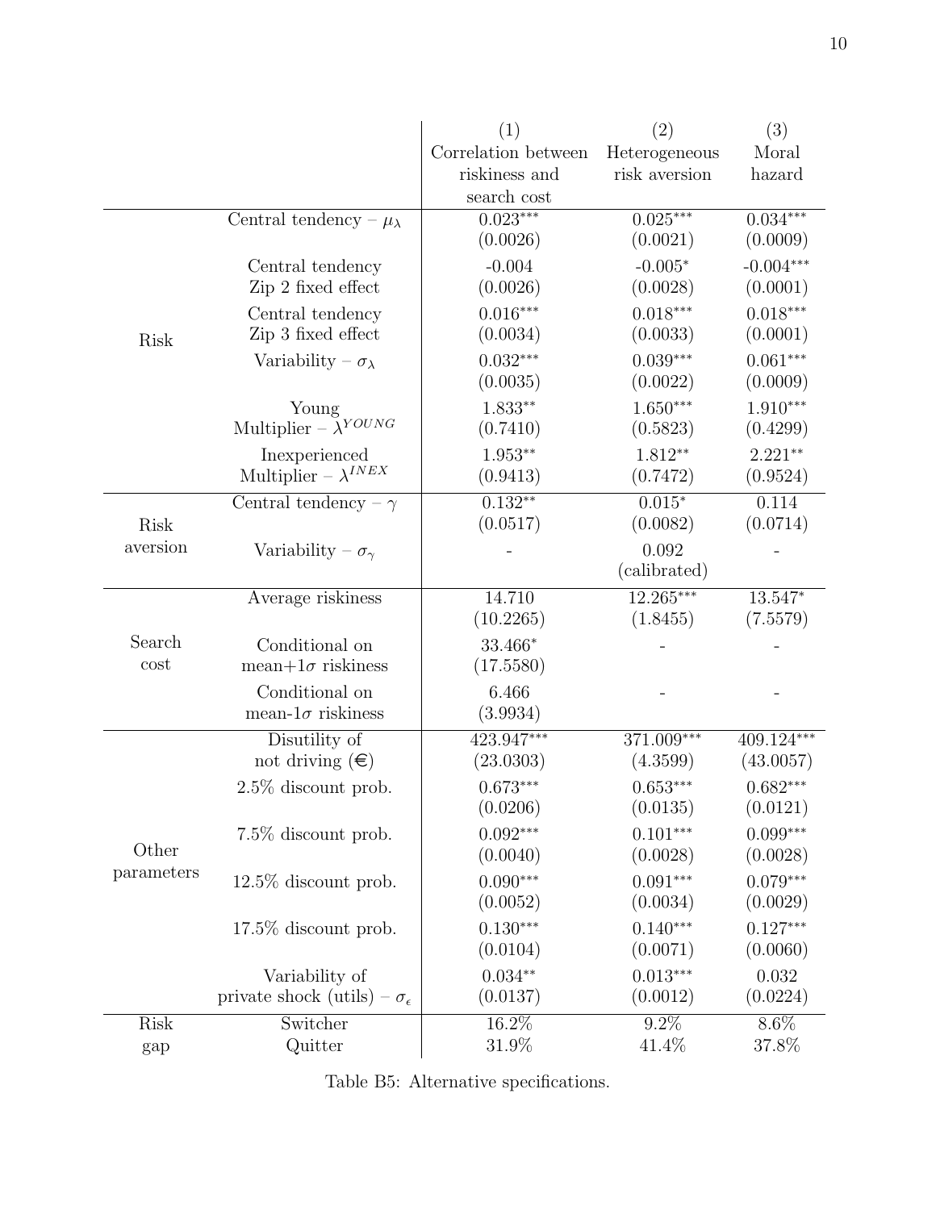| | | (1) Correlation between riskiness and search cost | (2) Heterogeneous risk aversion | (3) Moral hazard |
|---|---|---|---|---|
| Risk | Central tendency – $\mu_\lambda$ | 0.023*** | 0.025*** | 0.034*** |
| | | (0.0026) | (0.0021) | (0.0009) |
| | Central tendency Zip 2 fixed effect | -0.004 | -0.005* | -0.004*** |
| | | (0.0026) | (0.0028) | (0.0001) |
| | Central tendency Zip 3 fixed effect | 0.016*** | 0.018*** | 0.018*** |
| | | (0.0034) | (0.0033) | (0.0001) |
| | Variability – $\sigma_\lambda$ | 0.032*** | 0.039*** | 0.061*** |
| | | (0.0035) | (0.0022) | (0.0009) |
| | Young Multiplier – $\lambda^{YOUNG}$ | 1.833** | 1.650*** | 1.910*** |
| | | (0.7410) | (0.5823) | (0.4299) |
| | Inexperienced Multiplier – $\lambda^{INEX}$ | 1.953** | 1.812** | 2.221** |
| | | (0.9413) | (0.7472) | (0.9524) |
| Risk aversion | Central tendency – $\gamma$ | 0.132** | 0.015* | 0.114 |
| | | (0.0517) | (0.0082) | (0.0714) |
| | Variability – $\sigma_\gamma$ | - | 0.092 | - |
| | | | (calibrated) | |
| Search cost | Average riskiness | 14.710 | 12.265*** | 13.547* |
| | | (10.2265) | (1.8455) | (7.5579) |
| | Conditional on mean+1$\sigma$ riskiness | 33.466* | - | - |
| | | (17.5580) | | |
| | Conditional on mean-1$\sigma$ riskiness | 6.466 | - | - |
| | | (3.9934) | | |
| Other parameters | Disutility of not driving (€) | 423.947*** | 371.009*** | 409.124*** |
| | | (23.0303) | (4.3599) | (43.0057) |
| | 2.5% discount prob. | 0.673*** | 0.653*** | 0.682*** |
| | | (0.0206) | (0.0135) | (0.0121) |
| | 7.5% discount prob. | 0.092*** | 0.101*** | 0.099*** |
| | | (0.0040) | (0.0028) | (0.0028) |
| | 12.5% discount prob. | 0.090*** | 0.091*** | 0.079*** |
| | | (0.0052) | (0.0034) | (0.0029) |
| | 17.5% discount prob. | 0.130*** | 0.140*** | 0.127*** |
| | | (0.0104) | (0.0071) | (0.0060) |
| | Variability of private shock (utils) – $\sigma_\epsilon$ | 0.034** | 0.013*** | 0.032 |
| | | (0.0137) | (0.0012) | (0.0224) |
| Risk gap | Switcher | 16.2% | 9.2% | 8.6% |
| | Quitter | 31.9% | 41.4% | 37.8% |

Table B5: Alternative specifications.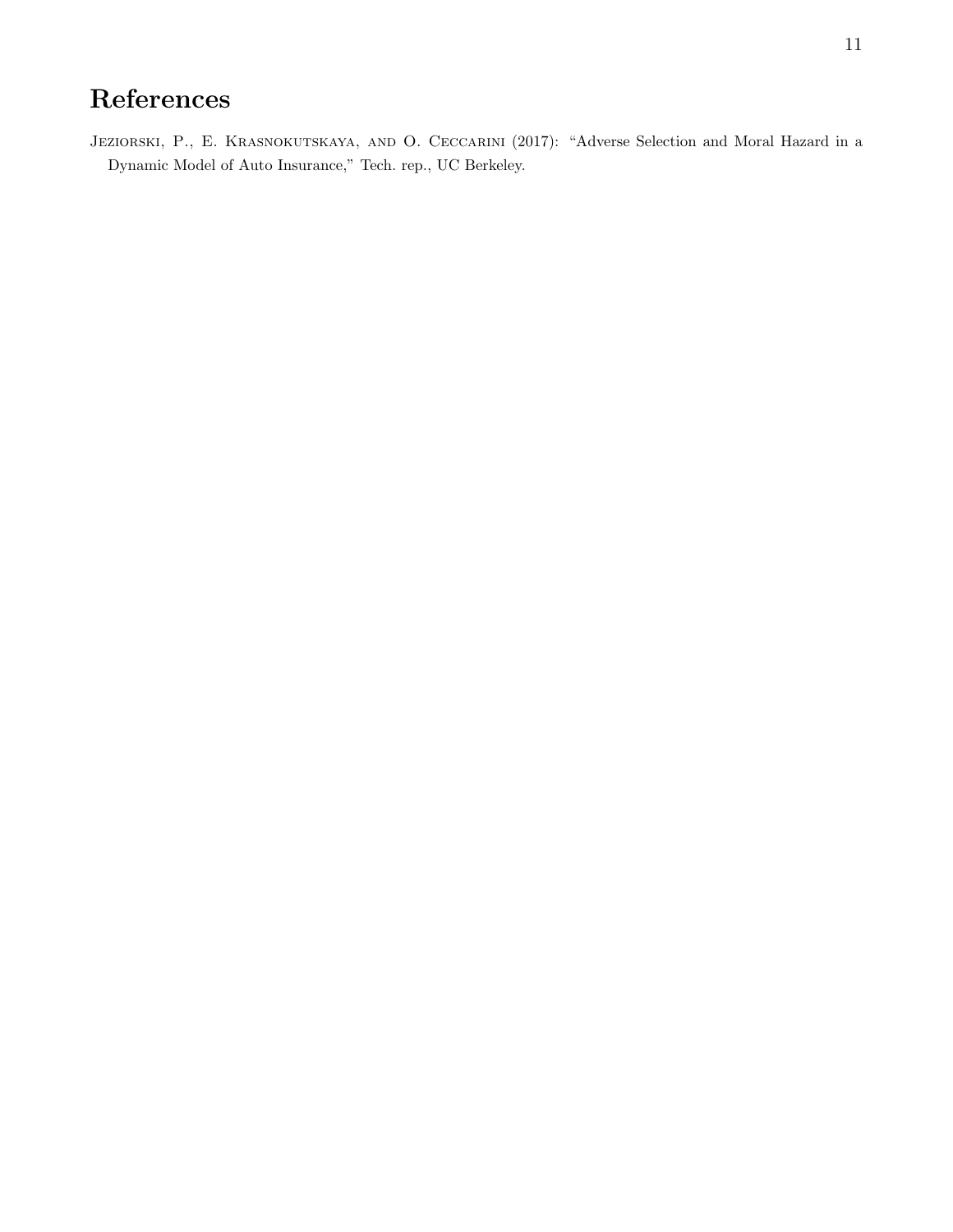# References

Jeziorski, P., E. Krasnokutskaya, and O. Ceccarini (2017): "Adverse Selection and Moral Hazard in a Dynamic Model of Auto Insurance," Tech. rep., UC Berkeley.